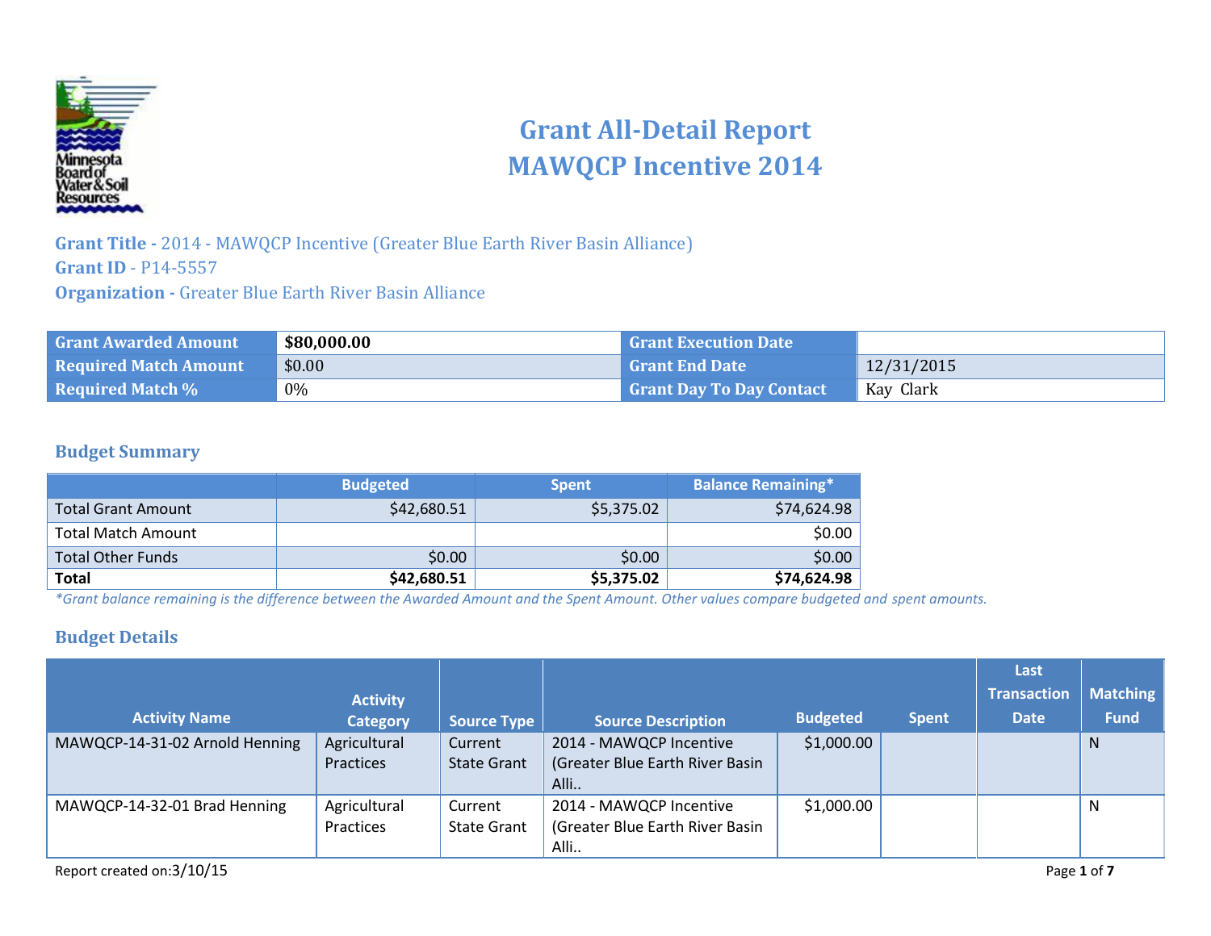# Grant All-Detail Report
# MAWQCP Incentive 2014

**Grant Title -** 2014 - MAWQCP Incentive (Greater Blue Earth River Basin Alliance)
**Grant ID** - P14-5557
**Organization -** Greater Blue Earth River Basin Alliance

| Grant Awarded Amount | $80,000.00 | Grant Execution Date | |
|---|---|---|---|
| Required Match Amount | $0.00 | Grant End Date | 12/31/2015 |
| Required Match % | 0% | Grant Day To Day Contact | Kay Clark |

## Budget Summary

| | Budgeted | Spent | Balance Remaining* |
|---|---|---|---|
| Total Grant Amount | $42,680.51 | $5,375.02 | $74,624.98 |
| Total Match Amount | | | $0.00 |
| Total Other Funds | $0.00 | $0.00 | $0.00 |
| **Total** | **$42,680.51** | **$5,375.02** | **$74,624.98** |

*\*Grant balance remaining is the difference between the Awarded Amount and the Spent Amount. Other values compare budgeted and spent amounts.*

## Budget Details

| Activity Name | Activity Category | Source Type | Source Description | Budgeted | Spent | Last Transaction Date | Matching Fund |
|---|---|---|---|---|---|---|---|
| MAWQCP-14-31-02 Arnold Henning | Agricultural Practices | Current State Grant | 2014 - MAWQCP Incentive (Greater Blue Earth River Basin Alli.. | $1,000.00 | | | N |
| MAWQCP-14-32-01 Brad Henning | Agricultural Practices | Current State Grant | 2014 - MAWQCP Incentive (Greater Blue Earth River Basin Alli.. | $1,000.00 | | | N |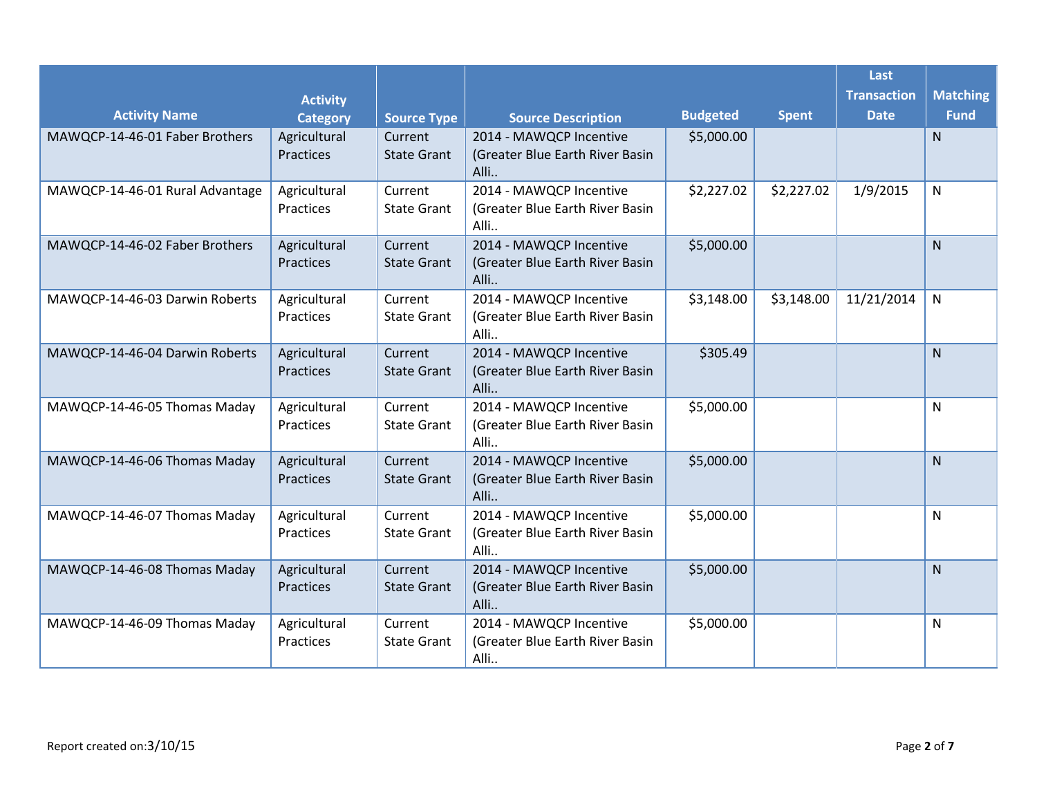| Activity Name | Activity Category | Source Type | Source Description | Budgeted | Spent | Last Transaction Date | Matching Fund |
|---|---|---|---|---|---|---|---|
| MAWQCP-14-46-01 Faber Brothers | Agricultural Practices | Current State Grant | 2014 - MAWQCP Incentive (Greater Blue Earth River Basin Alli.. | $5,000.00 | | | N |
| MAWQCP-14-46-01 Rural Advantage | Agricultural Practices | Current State Grant | 2014 - MAWQCP Incentive (Greater Blue Earth River Basin Alli.. | $2,227.02 | $2,227.02 | 1/9/2015 | N |
| MAWQCP-14-46-02 Faber Brothers | Agricultural Practices | Current State Grant | 2014 - MAWQCP Incentive (Greater Blue Earth River Basin Alli.. | $5,000.00 | | | N |
| MAWQCP-14-46-03 Darwin Roberts | Agricultural Practices | Current State Grant | 2014 - MAWQCP Incentive (Greater Blue Earth River Basin Alli.. | $3,148.00 | $3,148.00 | 11/21/2014 | N |
| MAWQCP-14-46-04 Darwin Roberts | Agricultural Practices | Current State Grant | 2014 - MAWQCP Incentive (Greater Blue Earth River Basin Alli.. | $305.49 | | | N |
| MAWQCP-14-46-05 Thomas Maday | Agricultural Practices | Current State Grant | 2014 - MAWQCP Incentive (Greater Blue Earth River Basin Alli.. | $5,000.00 | | | N |
| MAWQCP-14-46-06 Thomas Maday | Agricultural Practices | Current State Grant | 2014 - MAWQCP Incentive (Greater Blue Earth River Basin Alli.. | $5,000.00 | | | N |
| MAWQCP-14-46-07 Thomas Maday | Agricultural Practices | Current State Grant | 2014 - MAWQCP Incentive (Greater Blue Earth River Basin Alli.. | $5,000.00 | | | N |
| MAWQCP-14-46-08 Thomas Maday | Agricultural Practices | Current State Grant | 2014 - MAWQCP Incentive (Greater Blue Earth River Basin Alli.. | $5,000.00 | | | N |
| MAWQCP-14-46-09 Thomas Maday | Agricultural Practices | Current State Grant | 2014 - MAWQCP Incentive (Greater Blue Earth River Basin Alli.. | $5,000.00 | | | N |

Report created on:3/10/15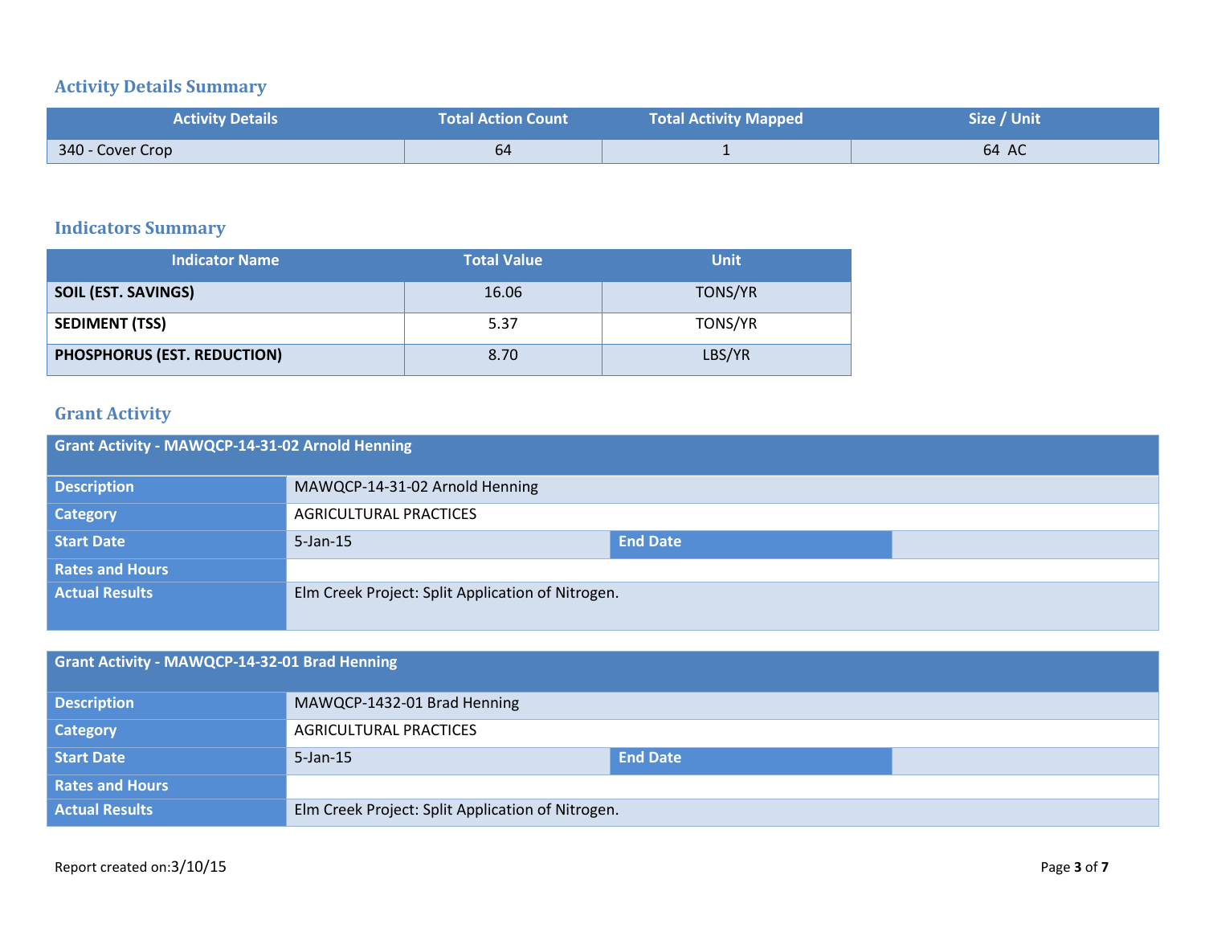## Activity Details Summary

| Activity Details | Total Action Count | Total Activity Mapped | Size / Unit |
|---|---|---|---|
| 340 - Cover Crop | 64 | 1 | 64 AC |

## Indicators Summary

| Indicator Name | Total Value | Unit |
|---|---|---|
| **SOIL (EST. SAVINGS)** | 16.06 | TONS/YR |
| **SEDIMENT (TSS)** | 5.37 | TONS/YR |
| **PHOSPHORUS (EST. REDUCTION)** | 8.70 | LBS/YR |

## Grant Activity

| Grant Activity - MAWQCP-14-31-02 Arnold Henning | | | |
|---|---|---|---|
| **Description** | MAWQCP-14-31-02 Arnold Henning | | |
| **Category** | AGRICULTURAL PRACTICES | | |
| **Start Date** | 5-Jan-15 | **End Date** | |
| **Rates and Hours** | | | |
| **Actual Results** | Elm Creek Project: Split Application of Nitrogen. | | |

| Grant Activity - MAWQCP-14-32-01 Brad Henning | | | |
|---|---|---|---|
| **Description** | MAWQCP-1432-01 Brad Henning | | |
| **Category** | AGRICULTURAL PRACTICES | | |
| **Start Date** | 5-Jan-15 | **End Date** | |
| **Rates and Hours** | | | |
| **Actual Results** | Elm Creek Project: Split Application of Nitrogen. | | |

Report created on:3/10/15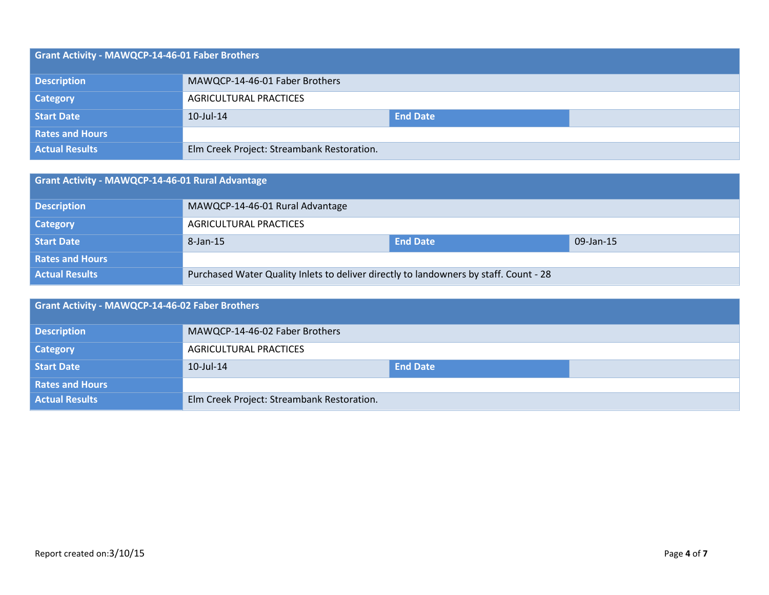| Grant Activity - MAWQCP-14-46-01 Faber Brothers | | | |
|---|---|---|---|
| Description | MAWQCP-14-46-01 Faber Brothers | | |
| Category | AGRICULTURAL PRACTICES | | |
| Start Date | 10-Jul-14 | End Date | |
| Rates and Hours | | | |
| Actual Results | Elm Creek Project: Streambank Restoration. | | |

| Grant Activity - MAWQCP-14-46-01 Rural Advantage | | | |
|---|---|---|---|
| Description | MAWQCP-14-46-01 Rural Advantage | | |
| Category | AGRICULTURAL PRACTICES | | |
| Start Date | 8-Jan-15 | End Date | 09-Jan-15 |
| Rates and Hours | | | |
| Actual Results | Purchased Water Quality Inlets to deliver directly to landowners by staff. Count - 28 | | |

| Grant Activity - MAWQCP-14-46-02 Faber Brothers | | | |
|---|---|---|---|
| Description | MAWQCP-14-46-02 Faber Brothers | | |
| Category | AGRICULTURAL PRACTICES | | |
| Start Date | 10-Jul-14 | End Date | |
| Rates and Hours | | | |
| Actual Results | Elm Creek Project: Streambank Restoration. | | |

Report created on:3/10/15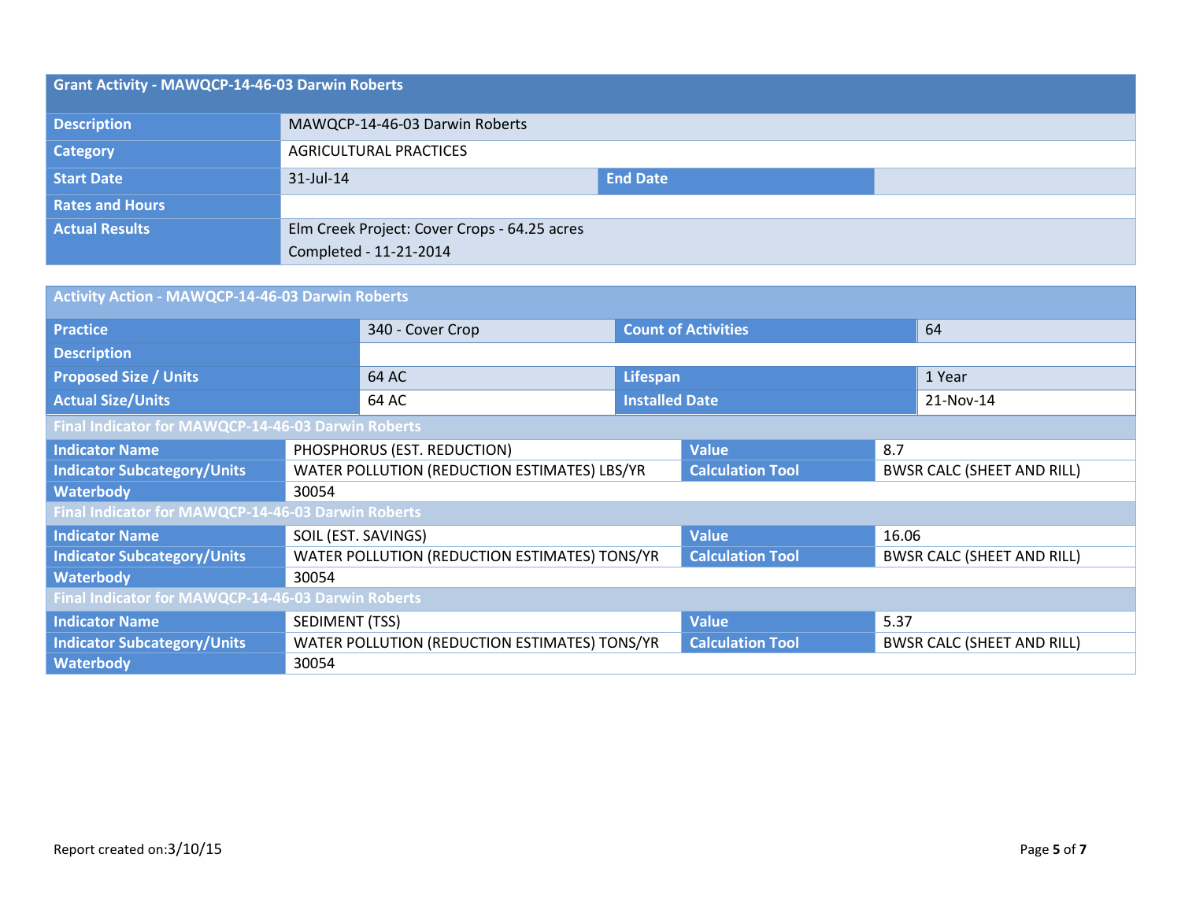| Grant Activity - MAWQCP-14-46-03 Darwin Roberts | | | |
| --- | --- | --- | --- |
| Description | MAWQCP-14-46-03 Darwin Roberts | | |
| Category | AGRICULTURAL PRACTICES | | |
| Start Date | 31-Jul-14 | End Date | |
| Rates and Hours | | | |
| Actual Results | Elm Creek Project: Cover Crops - 64.25 acres<br>Completed - 11-21-2014 | | |

| Activity Action - MAWQCP-14-46-03 Darwin Roberts | | | |
| --- | --- | --- | --- |
| Practice | 340 - Cover Crop | Count of Activities | 64 |
| Description | | | |
| Proposed Size / Units | 64 AC | Lifespan | 1 Year |
| Actual Size/Units | 64 AC | Installed Date | 21-Nov-14 |
| **Final Indicator for MAWQCP-14-46-03 Darwin Roberts** | | | |
| Indicator Name | PHOSPHORUS (EST. REDUCTION) | Value | 8.7 |
| Indicator Subcategory/Units | WATER POLLUTION (REDUCTION ESTIMATES) LBS/YR | Calculation Tool | BWSR CALC (SHEET AND RILL) |
| Waterbody | 30054 | | |
| **Final Indicator for MAWQCP-14-46-03 Darwin Roberts** | | | |
| Indicator Name | SOIL (EST. SAVINGS) | Value | 16.06 |
| Indicator Subcategory/Units | WATER POLLUTION (REDUCTION ESTIMATES) TONS/YR | Calculation Tool | BWSR CALC (SHEET AND RILL) |
| Waterbody | 30054 | | |
| **Final Indicator for MAWQCP-14-46-03 Darwin Roberts** | | | |
| Indicator Name | SEDIMENT (TSS) | Value | 5.37 |
| Indicator Subcategory/Units | WATER POLLUTION (REDUCTION ESTIMATES) TONS/YR | Calculation Tool | BWSR CALC (SHEET AND RILL) |
| Waterbody | 30054 | | |

Report created on:3/10/15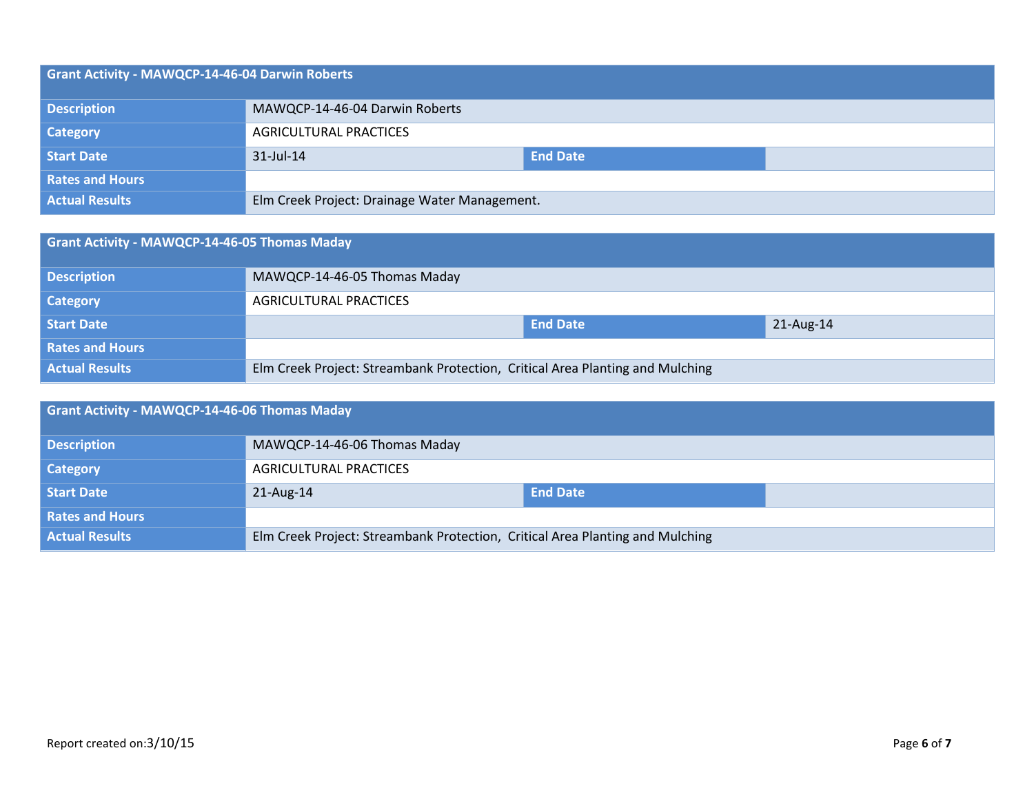| Grant Activity - MAWQCP-14-46-04 Darwin Roberts | | | |
|---|---|---|---|
| **Description** | MAWQCP-14-46-04 Darwin Roberts | | |
| **Category** | AGRICULTURAL PRACTICES | | |
| **Start Date** | 31-Jul-14 | **End Date** | |
| **Rates and Hours** | | | |
| **Actual Results** | Elm Creek Project: Drainage Water Management. | | |

| Grant Activity - MAWQCP-14-46-05 Thomas Maday | | | |
|---|---|---|---|
| **Description** | MAWQCP-14-46-05 Thomas Maday | | |
| **Category** | AGRICULTURAL PRACTICES | | |
| **Start Date** | | **End Date** | 21-Aug-14 |
| **Rates and Hours** | | | |
| **Actual Results** | Elm Creek Project: Streambank Protection, Critical Area Planting and Mulching | | |

| Grant Activity - MAWQCP-14-46-06 Thomas Maday | | | |
|---|---|---|---|
| **Description** | MAWQCP-14-46-06 Thomas Maday | | |
| **Category** | AGRICULTURAL PRACTICES | | |
| **Start Date** | 21-Aug-14 | **End Date** | |
| **Rates and Hours** | | | |
| **Actual Results** | Elm Creek Project: Streambank Protection, Critical Area Planting and Mulching | | |

Report created on:3/10/15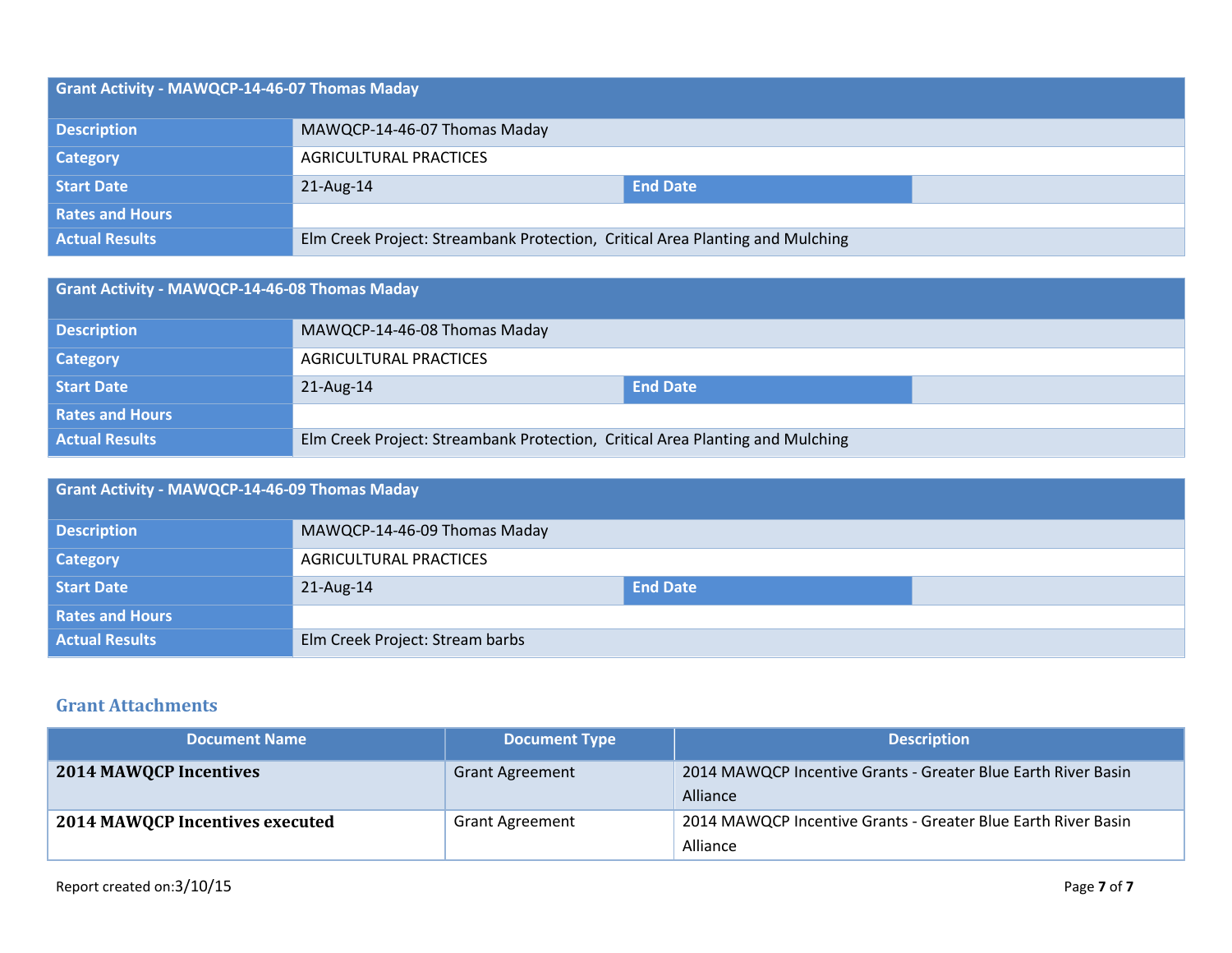| Grant Activity - MAWQCP-14-46-07 Thomas Maday | | | |
|---|---|---|---|
| Description | MAWQCP-14-46-07 Thomas Maday | | |
| Category | AGRICULTURAL PRACTICES | | |
| Start Date | 21-Aug-14 | End Date | |
| Rates and Hours | | | |
| Actual Results | Elm Creek Project: Streambank Protection, Critical Area Planting and Mulching | | |

| Grant Activity - MAWQCP-14-46-08 Thomas Maday | | | |
|---|---|---|---|
| Description | MAWQCP-14-46-08 Thomas Maday | | |
| Category | AGRICULTURAL PRACTICES | | |
| Start Date | 21-Aug-14 | End Date | |
| Rates and Hours | | | |
| Actual Results | Elm Creek Project: Streambank Protection, Critical Area Planting and Mulching | | |

| Grant Activity - MAWQCP-14-46-09 Thomas Maday | | | |
|---|---|---|---|
| Description | MAWQCP-14-46-09 Thomas Maday | | |
| Category | AGRICULTURAL PRACTICES | | |
| Start Date | 21-Aug-14 | End Date | |
| Rates and Hours | | | |
| Actual Results | Elm Creek Project: Stream barbs | | |

## Grant Attachments

| Document Name | Document Type | Description |
|---|---|---|
| **2014 MAWQCP Incentives** | Grant Agreement | 2014 MAWQCP Incentive Grants - Greater Blue Earth River Basin Alliance |
| **2014 MAWQCP Incentives executed** | Grant Agreement | 2014 MAWQCP Incentive Grants - Greater Blue Earth River Basin Alliance |

Report created on:3/10/15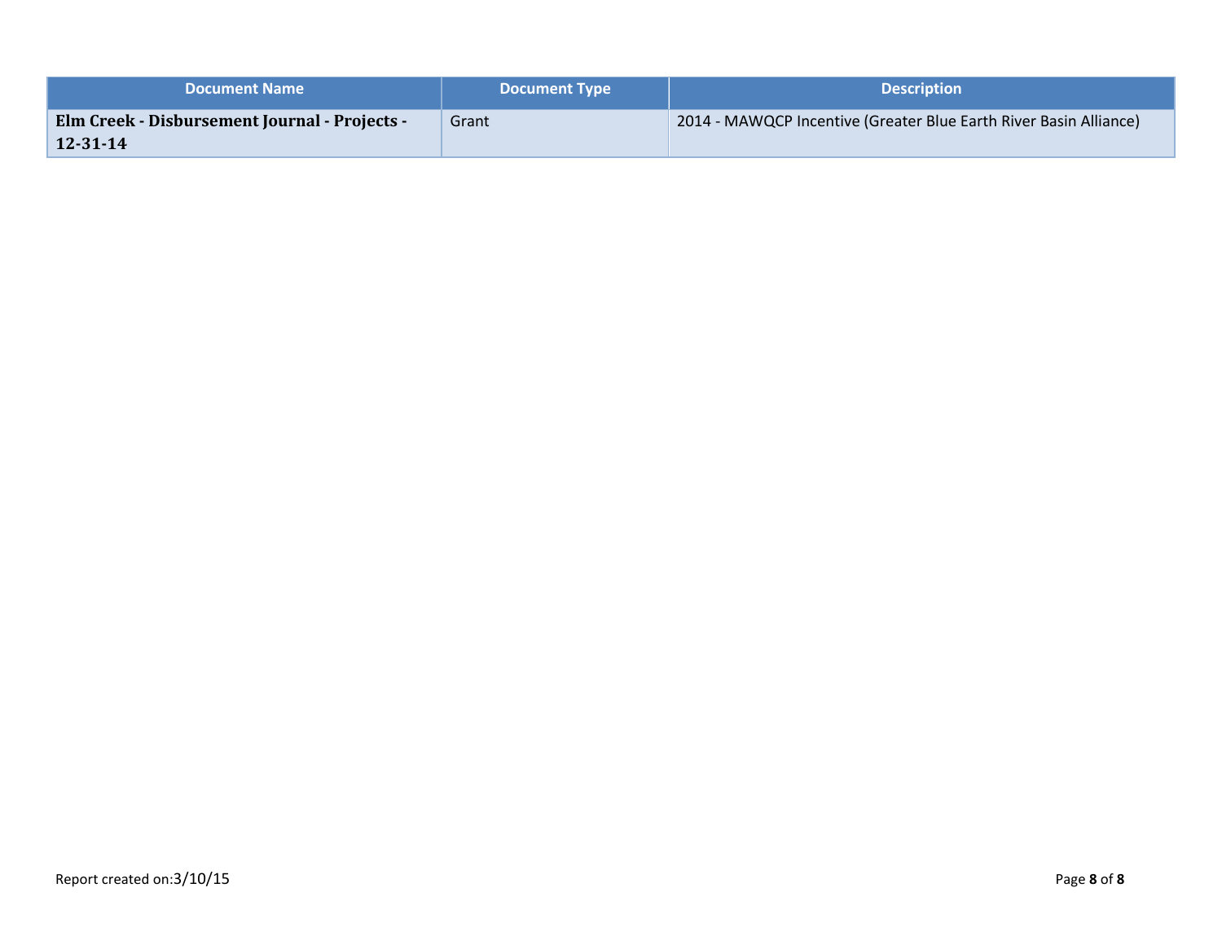| Document Name | Document Type | Description |
| --- | --- | --- |
| **Elm Creek - Disbursement Journal - Projects - 12-31-14** | Grant | 2014 - MAWQCP Incentive (Greater Blue Earth River Basin Alliance) |

Report created on:3/10/15